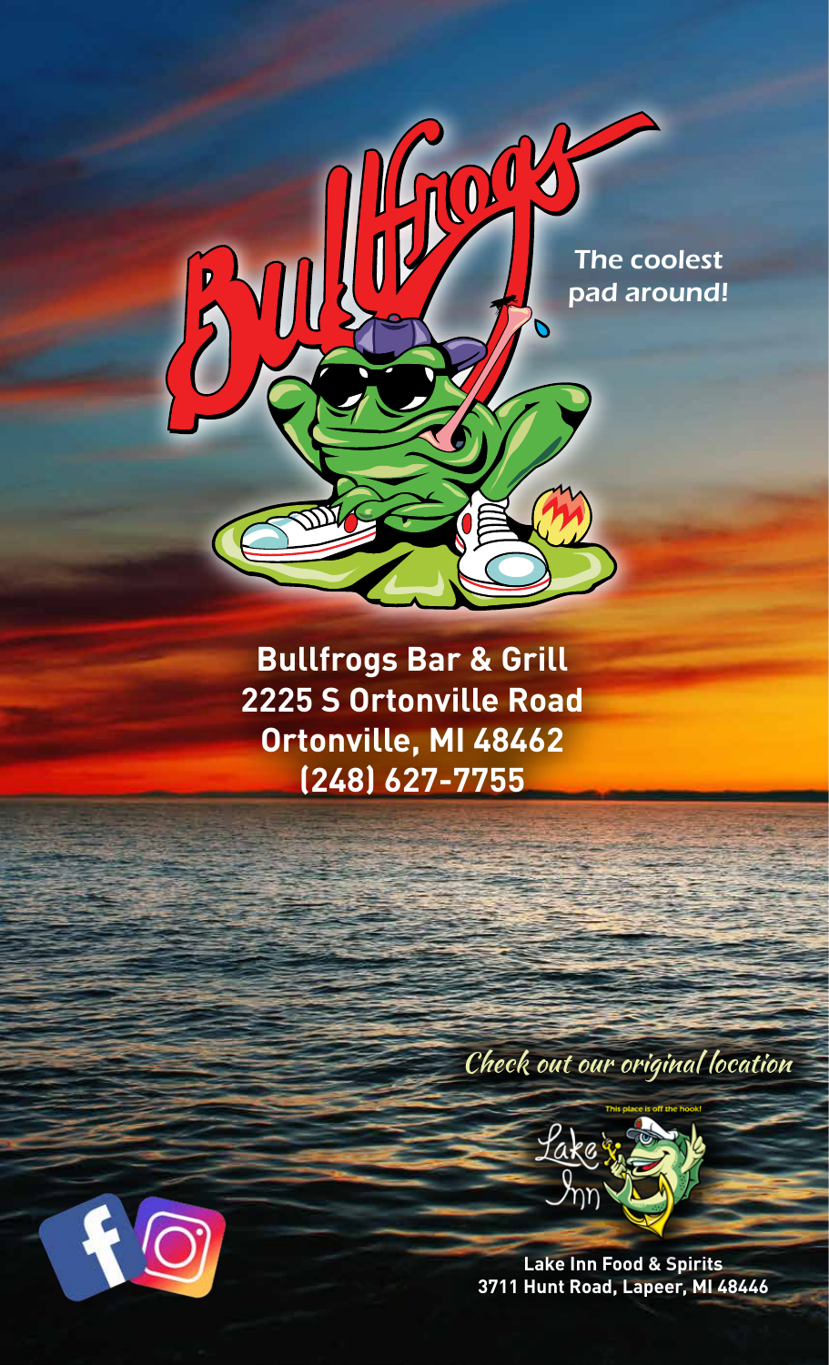# Bullfrogs

The coolest pad around!

**Bullfrogs Bar & Grill**
**2225 S Ortonville Road**
**Ortonville, MI 48462**
**(248) 627-7755**

*Check out our original location*

This place is off the hook!

Lake Inn

**Lake Inn Food & Spirits**
**3711 Hunt Road, Lapeer, MI 48446**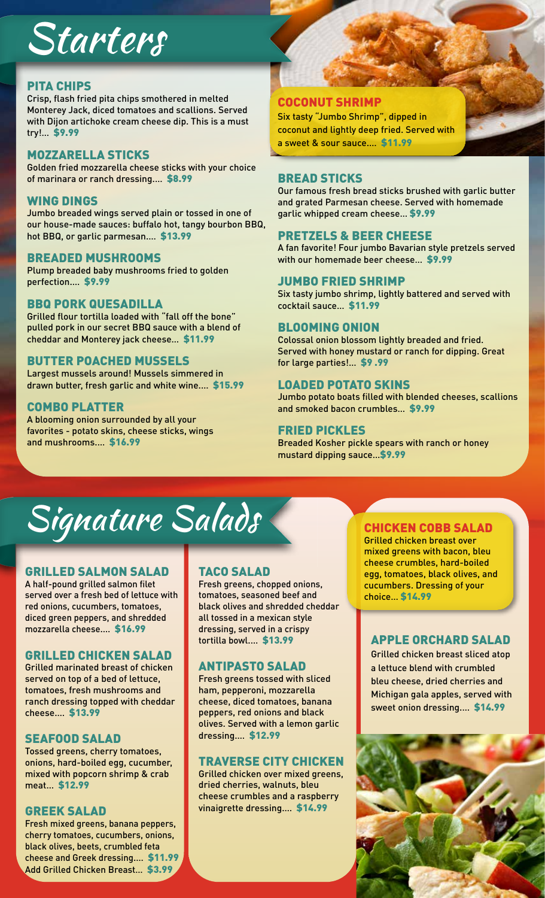# Starters

### PITA CHIPS

Crisp, flash fried pita chips smothered in melted Monterey Jack, diced tomatoes and scallions. Served with Dijon artichoke cream cheese dip. This is a must try!... **$9.99**

### MOZZARELLA STICKS

Golden fried mozzarella cheese sticks with your choice of marinara or ranch dressing.... **$8.99**

### WING DINGS

Jumbo breaded wings served plain or tossed in one of our house-made sauces: buffalo hot, tangy bourbon BBQ, hot BBQ, or garlic parmesan.... **$13.99**

### BREADED MUSHROOMS

Plump breaded baby mushrooms fried to golden perfection.... **$9.99**

### BBQ PORK QUESADILLA

Grilled flour tortilla loaded with "fall off the bone" pulled pork in our secret BBQ sauce with a blend of cheddar and Monterey jack cheese... **$11.99**

### BUTTER POACHED MUSSELS

Largest mussels around! Mussels simmered in drawn butter, fresh garlic and white wine.... **$15.99**

### COMBO PLATTER

A blooming onion surrounded by all your favorites - potato skins, cheese sticks, wings and mushrooms.... **$16.99**

### COCONUT SHRIMP

Six tasty "Jumbo Shrimp", dipped in coconut and lightly deep fried. Served with a sweet & sour sauce.... **$11.99**

### BREAD STICKS

Our famous fresh bread sticks brushed with garlic butter and grated Parmesan cheese. Served with homemade garlic whipped cream cheese... **$9.99**

### PRETZELS & BEER CHEESE

A fan favorite! Four jumbo Bavarian style pretzels served with our homemade beer cheese... **$9.99**

### JUMBO FRIED SHRIMP

Six tasty jumbo shrimp, lightly battered and served with cocktail sauce... **$11.99**

### BLOOMING ONION

Colossal onion blossom lightly breaded and fried. Served with honey mustard or ranch for dipping. Great for large parties!... **$9 .99**

### LOADED POTATO SKINS

Jumbo potato boats filled with blended cheeses, scallions and smoked bacon crumbles... **$9.99**

### FRIED PICKLES

Breaded Kosher pickle spears with ranch or honey mustard dipping sauce...**$9.99**

# Signature Salads

### GRILLED SALMON SALAD

A half-pound grilled salmon filet served over a fresh bed of lettuce with red onions, cucumbers, tomatoes, diced green peppers, and shredded mozzarella cheese.... **$16.99**

### GRILLED CHICKEN SALAD

Grilled marinated breast of chicken served on top of a bed of lettuce, tomatoes, fresh mushrooms and ranch dressing topped with cheddar cheese.... **$13.99**

### SEAFOOD SALAD

Tossed greens, cherry tomatoes, onions, hard-boiled egg, cucumber, mixed with popcorn shrimp & crab meat... **$12.99**

### GREEK SALAD

Fresh mixed greens, banana peppers, cherry tomatoes, cucumbers, onions, black olives, beets, crumbled feta cheese and Greek dressing.... **$11.99**
Add Grilled Chicken Breast... **$3.99**

### TACO SALAD

Fresh greens, chopped onions, tomatoes, seasoned beef and black olives and shredded cheddar all tossed in a mexican style dressing, served in a crispy tortilla bowl.... **$13.99**

### ANTIPASTO SALAD

Fresh greens tossed with sliced ham, pepperoni, mozzarella cheese, diced tomatoes, banana peppers, red onions and black olives. Served with a lemon garlic dressing.... **$12.99**

### TRAVERSE CITY CHICKEN

Grilled chicken over mixed greens, dried cherries, walnuts, bleu cheese crumbles and a raspberry vinaigrette dressing.... **$14.99**

### CHICKEN COBB SALAD

Grilled chicken breast over mixed greens with bacon, bleu cheese crumbles, hard-boiled egg, tomatoes, black olives, and cucumbers. Dressing of your choice... **$14.99**

### APPLE ORCHARD SALAD

Grilled chicken breast sliced atop a lettuce blend with crumbled bleu cheese, dried cherries and Michigan gala apples, served with sweet onion dressing.... **$14.99**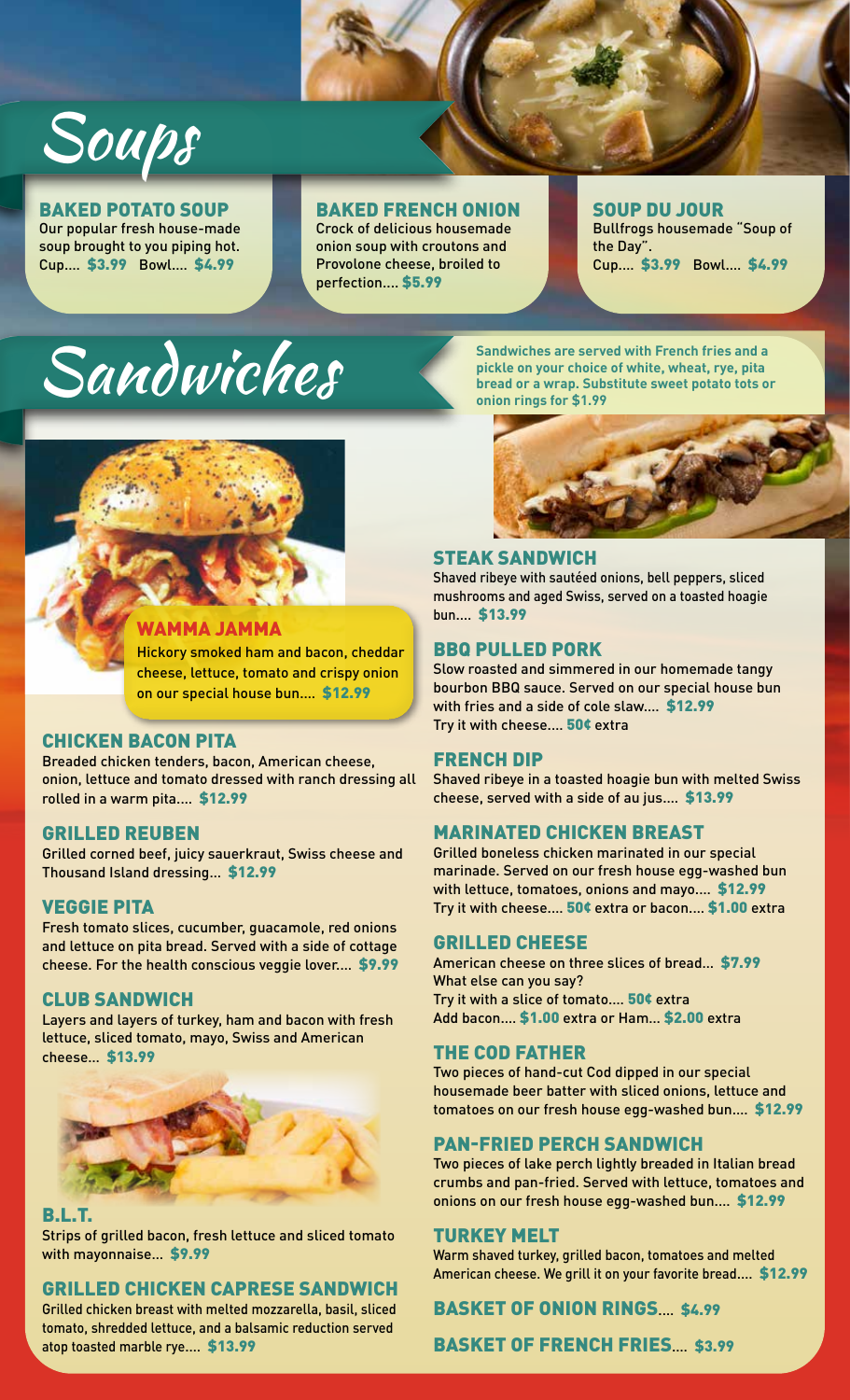# Soups

### BAKED POTATO SOUP

Our popular fresh house-made soup brought to you piping hot.
Cup.... $3.99 Bowl.... $4.99

### BAKED FRENCH ONION

Crock of delicious housemade onion soup with croutons and Provolone cheese, broiled to perfection.... $5.99

### SOUP DU JOUR

Bullfrogs housemade "Soup of the Day".
Cup.... $3.99 Bowl.... $4.99

# Sandwiches

**Sandwiches are served with French fries and a pickle on your choice of white, wheat, rye, pita bread or a wrap. Substitute sweet potato tots or onion rings for $1.99**

### WAMMA JAMMA

Hickory smoked ham and bacon, cheddar cheese, lettuce, tomato and crispy onion on our special house bun.... $12.99

### CHICKEN BACON PITA

Breaded chicken tenders, bacon, American cheese, onion, lettuce and tomato dressed with ranch dressing all rolled in a warm pita.... $12.99

### GRILLED REUBEN

Grilled corned beef, juicy sauerkraut, Swiss cheese and Thousand Island dressing... $12.99

### VEGGIE PITA

Fresh tomato slices, cucumber, guacamole, red onions and lettuce on pita bread. Served with a side of cottage cheese. For the health conscious veggie lover.... $9.99

### CLUB SANDWICH

Layers and layers of turkey, ham and bacon with fresh lettuce, sliced tomato, mayo, Swiss and American cheese... $13.99

### B.L.T.

Strips of grilled bacon, fresh lettuce and sliced tomato with mayonnaise... $9.99

### GRILLED CHICKEN CAPRESE SANDWICH

Grilled chicken breast with melted mozzarella, basil, sliced tomato, shredded lettuce, and a balsamic reduction served atop toasted marble rye.... $13.99

### STEAK SANDWICH

Shaved ribeye with sautéed onions, bell peppers, sliced mushrooms and aged Swiss, served on a toasted hoagie bun.... $13.99

### BBQ PULLED PORK

Slow roasted and simmered in our homemade tangy bourbon BBQ sauce. Served on our special house bun with fries and a side of cole slaw.... $12.99
Try it with cheese.... 50¢ extra

### FRENCH DIP

Shaved ribeye in a toasted hoagie bun with melted Swiss cheese, served with a side of au jus.... $13.99

### MARINATED CHICKEN BREAST

Grilled boneless chicken marinated in our special marinade. Served on our fresh house egg-washed bun with lettuce, tomatoes, onions and mayo.... $12.99
Try it with cheese.... 50¢ extra or bacon.... $1.00 extra

### GRILLED CHEESE

American cheese on three slices of bread... $7.99
What else can you say?
Try it with a slice of tomato.... 50¢ extra
Add bacon.... $1.00 extra or Ham... $2.00 extra

### THE COD FATHER

Two pieces of hand-cut Cod dipped in our special housemade beer batter with sliced onions, lettuce and tomatoes on our fresh house egg-washed bun.... $12.99

### PAN-FRIED PERCH SANDWICH

Two pieces of lake perch lightly breaded in Italian bread crumbs and pan-fried. Served with lettuce, tomatoes and onions on our fresh house egg-washed bun.... $12.99

### TURKEY MELT

Warm shaved turkey, grilled bacon, tomatoes and melted American cheese. We grill it on your favorite bread.... $12.99

### BASKET OF ONION RINGS.... $4.99

### BASKET OF FRENCH FRIES.... $3.99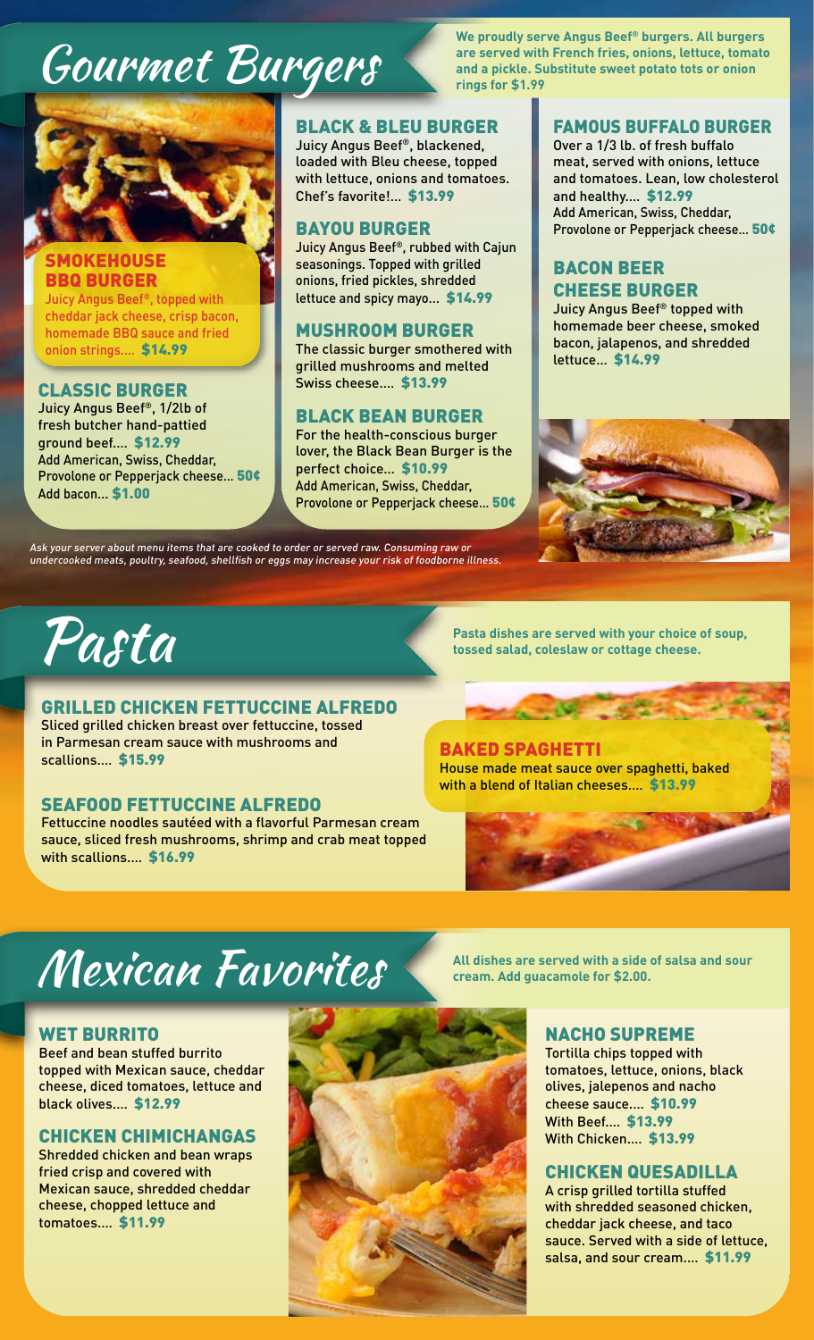# Gourmet Burgers

**We proudly serve Angus Beef® burgers. All burgers are served with French fries, onions, lettuce, tomato and a pickle. Substitute sweet potato tots or onion rings for $1.99**

### SMOKEHOUSE BBQ BURGER

Juicy Angus Beef®, topped with cheddar jack cheese, crisp bacon, homemade BBQ sauce and fried onion strings.... **$14.99**

### CLASSIC BURGER

Juicy Angus Beef®, 1/2lb of fresh butcher hand-pattied ground beef.... **$12.99**
Add American, Swiss, Cheddar, Provolone or Pepperjack cheese... **50¢**
Add bacon... **$1.00**

### BLACK & BLEU BURGER

Juicy Angus Beef®, blackened, loaded with Bleu cheese, topped with lettuce, onions and tomatoes. Chef's favorite!... **$13.99**

### BAYOU BURGER

Juicy Angus Beef®, rubbed with Cajun seasonings. Topped with grilled onions, fried pickles, shredded lettuce and spicy mayo... **$14.99**

### MUSHROOM BURGER

The classic burger smothered with grilled mushrooms and melted Swiss cheese.... **$13.99**

### BLACK BEAN BURGER

For the health-conscious burger lover, the Black Bean Burger is the perfect choice... **$10.99**
Add American, Swiss, Cheddar, Provolone or Pepperjack cheese... **50¢**

### FAMOUS BUFFALO BURGER

Over a 1/3 lb. of fresh buffalo meat, served with onions, lettuce and tomatoes. Lean, low cholesterol and healthy.... **$12.99**
Add American, Swiss, Cheddar, Provolone or Pepperjack cheese... **50¢**

### BACON BEER CHEESE BURGER

Juicy Angus Beef® topped with homemade beer cheese, smoked bacon, jalapenos, and shredded lettuce... **$14.99**

*Ask your server about menu items that are cooked to order or served raw. Consuming raw or undercooked meats, poultry, seafood, shellfish or eggs may increase your risk of foodborne illness.*

# Pasta

**Pasta dishes are served with your choice of soup, tossed salad, coleslaw or cottage cheese.**

### GRILLED CHICKEN FETTUCCINE ALFREDO

Sliced grilled chicken breast over fettuccine, tossed in Parmesan cream sauce with mushrooms and scallions.... **$15.99**

### SEAFOOD FETTUCCINE ALFREDO

Fettuccine noodles sautéed with a flavorful Parmesan cream sauce, sliced fresh mushrooms, shrimp and crab meat topped with scallions.... **$16.99**

### BAKED SPAGHETTI

House made meat sauce over spaghetti, baked with a blend of Italian cheeses.... **$13.99**

# Mexican Favorites

**All dishes are served with a side of salsa and sour cream. Add guacamole for $2.00.**

### WET BURRITO

Beef and bean stuffed burrito topped with Mexican sauce, cheddar cheese, diced tomatoes, lettuce and black olives.... **$12.99**

### CHICKEN CHIMICHANGAS

Shredded chicken and bean wraps fried crisp and covered with Mexican sauce, shredded cheddar cheese, chopped lettuce and tomatoes.... **$11.99**

### NACHO SUPREME

Tortilla chips topped with tomatoes, lettuce, onions, black olives, jalepenos and nacho cheese sauce.... **$10.99**
With Beef.... **$13.99**
With Chicken.... **$13.99**

### CHICKEN QUESADILLA

A crisp grilled tortilla stuffed with shredded seasoned chicken, cheddar jack cheese, and taco sauce. Served with a side of lettuce, salsa, and sour cream.... **$11.99**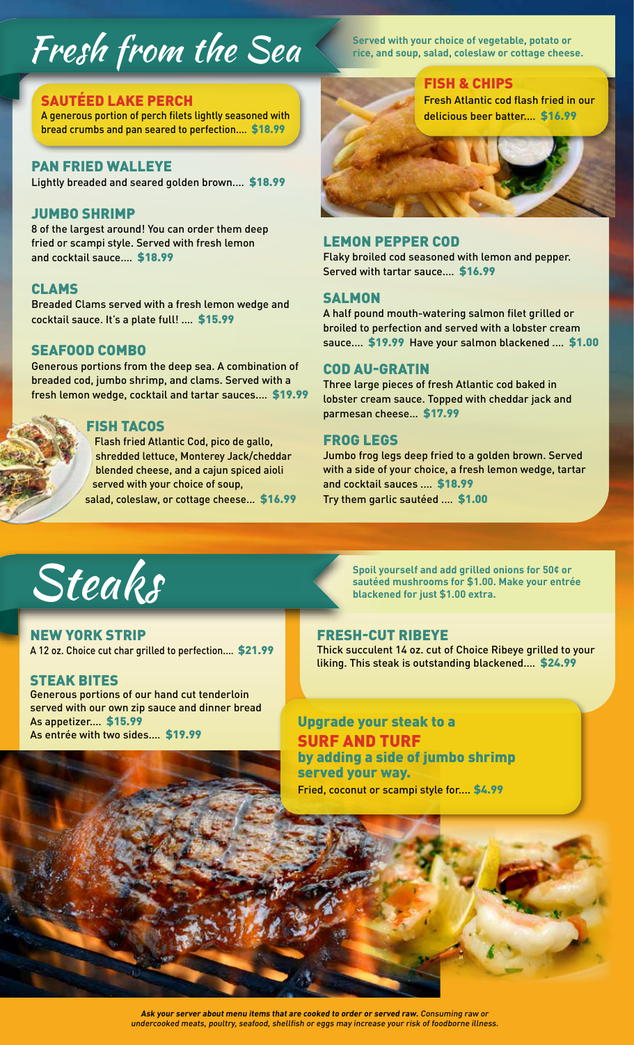# Fresh from the Sea

**Served with your choice of vegetable, potato or rice, and soup, salad, coleslaw or cottage cheese.**

### SAUTÉED LAKE PERCH

A generous portion of perch filets lightly seasoned with bread crumbs and pan seared to perfection.... $18.99

### PAN FRIED WALLEYE

Lightly breaded and seared golden brown.... $18.99

### JUMBO SHRIMP

8 of the largest around! You can order them deep fried or scampi style. Served with fresh lemon and cocktail sauce.... $18.99

### CLAMS

Breaded Clams served with a fresh lemon wedge and cocktail sauce. It's a plate full! .... $15.99

### SEAFOOD COMBO

Generous portions from the deep sea. A combination of breaded cod, jumbo shrimp, and clams. Served with a fresh lemon wedge, cocktail and tartar sauces.... $19.99

### FISH TACOS

Flash fried Atlantic Cod, pico de gallo, shredded lettuce, Monterey Jack/cheddar blended cheese, and a cajun spiced aioli served with your choice of soup, salad, coleslaw, or cottage cheese... $16.99

### FISH & CHIPS

Fresh Atlantic cod flash fried in our delicious beer batter.... $16.99

### LEMON PEPPER COD

Flaky broiled cod seasoned with lemon and pepper. Served with tartar sauce.... $16.99

### SALMON

A half pound mouth-watering salmon filet grilled or broiled to perfection and served with a lobster cream sauce.... $19.99 Have your salmon blackened .... $1.00

### COD AU-GRATIN

Three large pieces of fresh Atlantic cod baked in lobster cream sauce. Topped with cheddar jack and parmesan cheese... $17.99

### FROG LEGS

Jumbo frog legs deep fried to a golden brown. Served with a side of your choice, a fresh lemon wedge, tartar and cocktail sauces .... $18.99

Try them garlic sautéed .... $1.00

# Steaks

**Spoil yourself and add grilled onions for 50¢ or sautéed mushrooms for $1.00. Make your entrée blackened for just $1.00 extra.**

### NEW YORK STRIP

A 12 oz. Choice cut char grilled to perfection.... $21.99

### STEAK BITES

Generous portions of our hand cut tenderloin served with our own zip sauce and dinner bread

As appetizer.... $15.99

As entrée with two sides.... $19.99

### FRESH-CUT RIBEYE

Thick succulent 14 oz. cut of Choice Ribeye grilled to your liking. This steak is outstanding blackened.... $24.99

### Upgrade your steak to a SURF AND TURF by adding a side of jumbo shrimp served your way.

Fried, coconut or scampi style for.... $4.99

*Ask your server about menu items that are cooked to order or served raw. Consuming raw or undercooked meats, poultry, seafood, shellfish or eggs may increase your risk of foodborne illness.*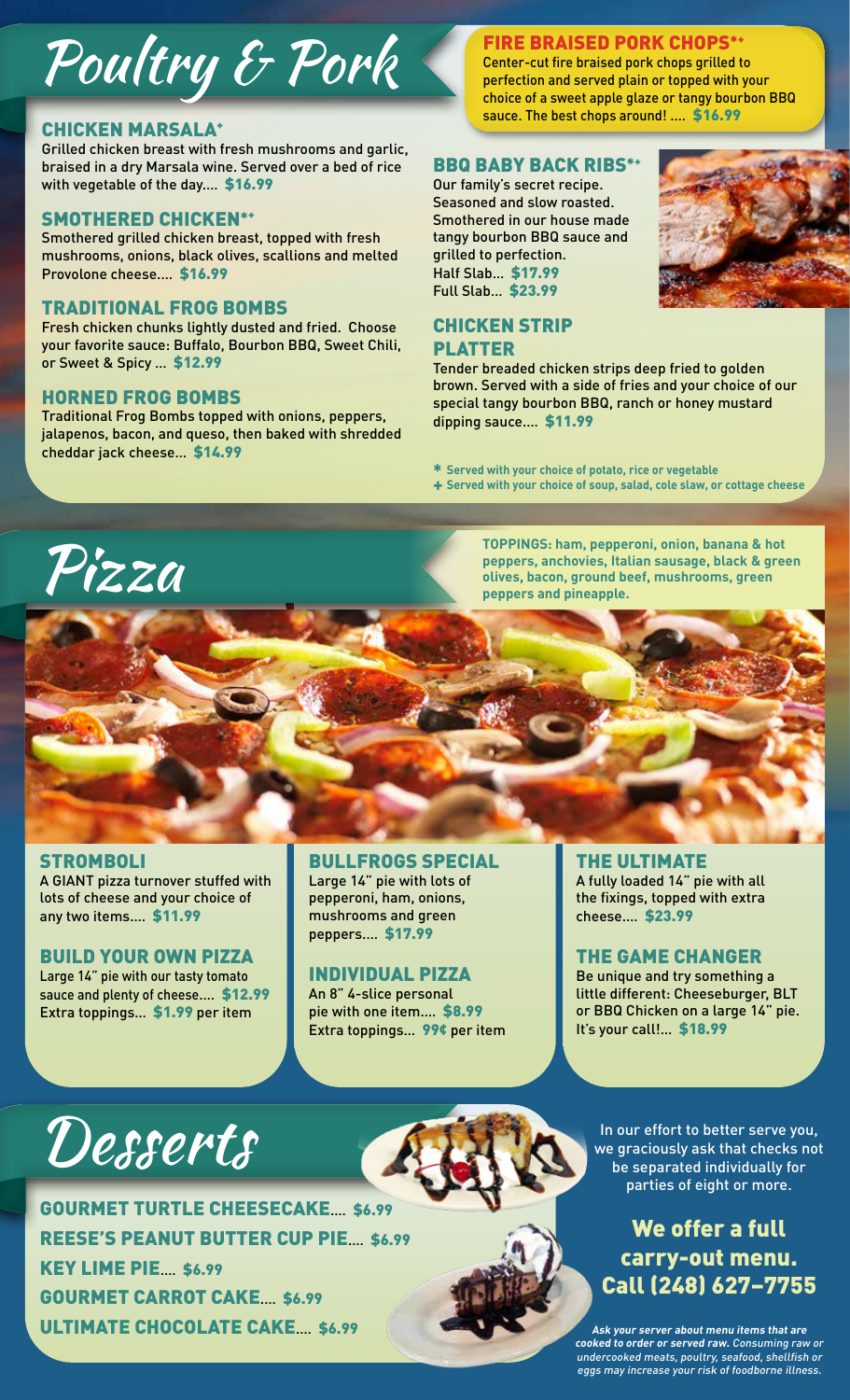# Poultry & Pork

### CHICKEN MARSALA+

Grilled chicken breast with fresh mushrooms and garlic, braised in a dry Marsala wine. Served over a bed of rice with vegetable of the day.... $16.99

### SMOTHERED CHICKEN*+

Smothered grilled chicken breast, topped with fresh mushrooms, onions, black olives, scallions and melted Provolone cheese.... $16.99

### TRADITIONAL FROG BOMBS

Fresh chicken chunks lightly dusted and fried. Choose your favorite sauce: Buffalo, Bourbon BBQ, Sweet Chili, or Sweet & Spicy ... $12.99

### HORNED FROG BOMBS

Traditional Frog Bombs topped with onions, peppers, jalapenos, bacon, and queso, then baked with shredded cheddar jack cheese... $14.99

### FIRE BRAISED PORK CHOPS*+

Center-cut fire braised pork chops grilled to perfection and served plain or topped with your choice of a sweet apple glaze or tangy bourbon BBQ sauce. The best chops around! .... $16.99

### BBQ BABY BACK RIBS*+

Our family's secret recipe. Seasoned and slow roasted. Smothered in our house made tangy bourbon BBQ sauce and grilled to perfection.
Half Slab... $17.99
Full Slab... $23.99

### CHICKEN STRIP PLATTER

Tender breaded chicken strips deep fried to golden brown. Served with a side of fries and your choice of our special tangy bourbon BBQ, ranch or honey mustard dipping sauce.... $11.99

**\* Served with your choice of potato, rice or vegetable**
**+ Served with your choice of soup, salad, cole slaw, or cottage cheese**

# Pizza

**TOPPINGS: ham, pepperoni, onion, banana & hot peppers, anchovies, Italian sausage, black & green olives, bacon, ground beef, mushrooms, green peppers and pineapple.**

### STROMBOLI

A GIANT pizza turnover stuffed with lots of cheese and your choice of any two items.... $11.99

### BUILD YOUR OWN PIZZA

Large 14" pie with our tasty tomato sauce and plenty of cheese.... $12.99
Extra toppings... $1.99 per item

### BULLFROGS SPECIAL

Large 14" pie with lots of pepperoni, ham, onions, mushrooms and green peppers.... $17.99

### INDIVIDUAL PIZZA

An 8" 4-slice personal pie with one item.... $8.99
Extra toppings... 99¢ per item

### THE ULTIMATE

A fully loaded 14" pie with all the fixings, topped with extra cheese.... $23.99

### THE GAME CHANGER

Be unique and try something a little different: Cheeseburger, BLT or BBQ Chicken on a large 14" pie. It's your call!... $18.99

# Desserts

GOURMET TURTLE CHEESECAKE.... $6.99
REESE'S PEANUT BUTTER CUP PIE.... $6.99
KEY LIME PIE.... $6.99
GOURMET CARROT CAKE.... $6.99
ULTIMATE CHOCOLATE CAKE.... $6.99

In our effort to better serve you, we graciously ask that checks not be separated individually for parties of eight or more.

## We offer a full carry-out menu. Call (248) 627-7755

***Ask your server about menu items that are cooked to order or served raw.*** *Consuming raw or undercooked meats, poultry, seafood, shellfish or eggs may increase your risk of foodborne illness.*